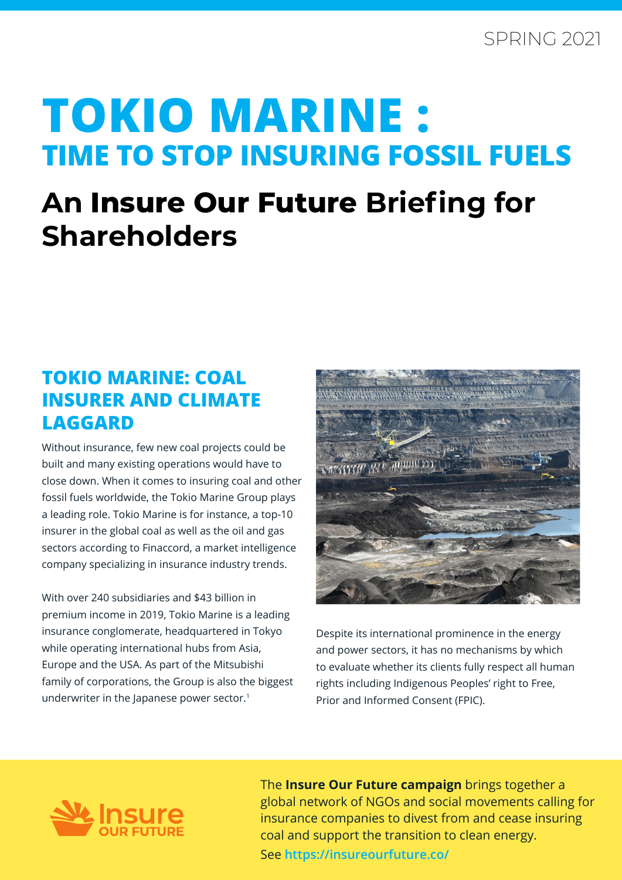SPRING 2021

# TOKIO MARINE : TIME TO STOP INSURING FOSSIL FUELS

## An Insure Our Future Briefing for Shareholders

### TOKIO MARINE: COAL INSURER AND CLIMATE LAGGARD

Without insurance, few new coal projects could be built and many existing operations would have to close down. When it comes to insuring coal and other fossil fuels worldwide, the Tokio Marine Group plays a leading role. Tokio Marine is for instance, a top-10 insurer in the global coal as well as the oil and gas sectors according to Finaccord, a market intelligence company specializing in insurance industry trends.

With over 240 subsidiaries and $43 billion in premium income in 2019, Tokio Marine is a leading insurance conglomerate, headquartered in Tokyo while operating international hubs from Asia, Europe and the USA. As part of the Mitsubishi family of corporations, the Group is also the biggest underwriter in the Japanese power sector.[1]

Despite its international prominence in the energy and power sectors, it has no mechanisms by which to evaluate whether its clients fully respect all human rights including Indigenous Peoples' right to Free, Prior and Informed Consent (FPIC).

The **Insure Our Future campaign** brings together a global network of NGOs and social movements calling for insurance companies to divest from and cease insuring coal and support the transition to clean energy.
See https://insureourfuture.co/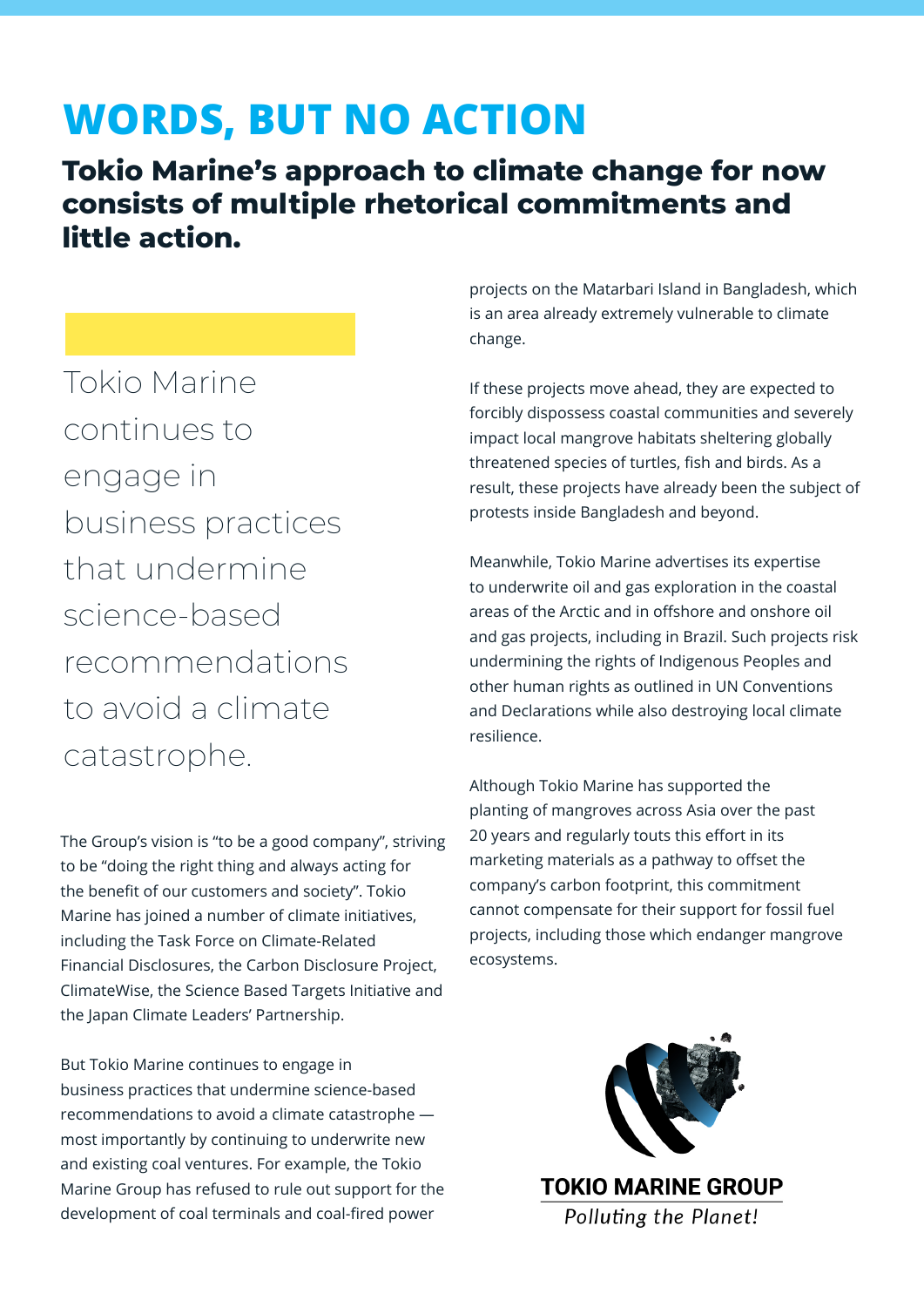# WORDS, BUT NO ACTION

## Tokio Marine's approach to climate change for now consists of multiple rhetorical commitments and little action.

> Tokio Marine continues to engage in business practices that undermine science-based recommendations to avoid a climate catastrophe.

The Group's vision is "to be a good company", striving to be "doing the right thing and always acting for the benefit of our customers and society". Tokio Marine has joined a number of climate initiatives, including the Task Force on Climate-Related Financial Disclosures, the Carbon Disclosure Project, ClimateWise, the Science Based Targets Initiative and the Japan Climate Leaders' Partnership.

But Tokio Marine continues to engage in business practices that undermine science-based recommendations to avoid a climate catastrophe — most importantly by continuing to underwrite new and existing coal ventures. For example, the Tokio Marine Group has refused to rule out support for the development of coal terminals and coal-fired power projects on the Matarbari Island in Bangladesh, which is an area already extremely vulnerable to climate change.

If these projects move ahead, they are expected to forcibly dispossess coastal communities and severely impact local mangrove habitats sheltering globally threatened species of turtles, fish and birds. As a result, these projects have already been the subject of protests inside Bangladesh and beyond.

Meanwhile, Tokio Marine advertises its expertise to underwrite oil and gas exploration in the coastal areas of the Arctic and in offshore and onshore oil and gas projects, including in Brazil. Such projects risk undermining the rights of Indigenous Peoples and other human rights as outlined in UN Conventions and Declarations while also destroying local climate resilience.

Although Tokio Marine has supported the planting of mangroves across Asia over the past 20 years and regularly touts this effort in its marketing materials as a pathway to offset the company's carbon footprint, this commitment cannot compensate for their support for fossil fuel projects, including those which endanger mangrove ecosystems.

**TOKIO MARINE GROUP**

*Polluting the Planet!*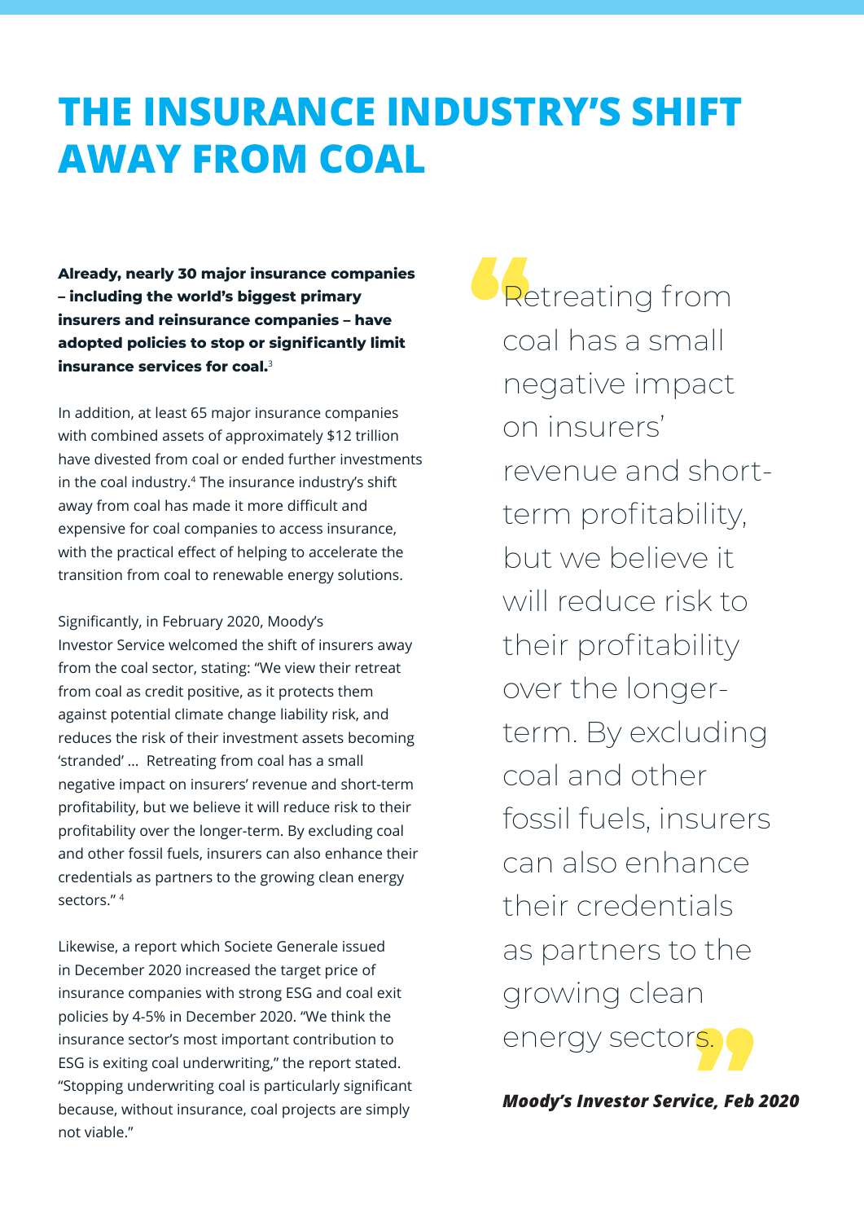# THE INSURANCE INDUSTRY'S SHIFT AWAY FROM COAL

**Already, nearly 30 major insurance companies – including the world's biggest primary insurers and reinsurance companies – have adopted policies to stop or significantly limit insurance services for coal.**[3]

In addition, at least 65 major insurance companies with combined assets of approximately $12 trillion have divested from coal or ended further investments in the coal industry.[4] The insurance industry's shift away from coal has made it more difficult and expensive for coal companies to access insurance, with the practical effect of helping to accelerate the transition from coal to renewable energy solutions.

Significantly, in February 2020, Moody's Investor Service welcomed the shift of insurers away from the coal sector, stating: "We view their retreat from coal as credit positive, as it protects them against potential climate change liability risk, and reduces the risk of their investment assets becoming 'stranded' … Retreating from coal has a small negative impact on insurers' revenue and short-term profitability, but we believe it will reduce risk to their profitability over the longer-term. By excluding coal and other fossil fuels, insurers can also enhance their credentials as partners to the growing clean energy sectors." [4]

Likewise, a report which Societe Generale issued in December 2020 increased the target price of insurance companies with strong ESG and coal exit policies by 4-5% in December 2020. "We think the insurance sector's most important contribution to ESG is exiting coal underwriting," the report stated. "Stopping underwriting coal is particularly significant because, without insurance, coal projects are simply not viable."

> "Retreating from coal has a small negative impact on insurers' revenue and short-term profitability, but we believe it will reduce risk to their profitability over the longer-term. By excluding coal and other fossil fuels, insurers can also enhance their credentials as partners to the growing clean energy sectors."
>
> ***Moody's Investor Service, Feb 2020***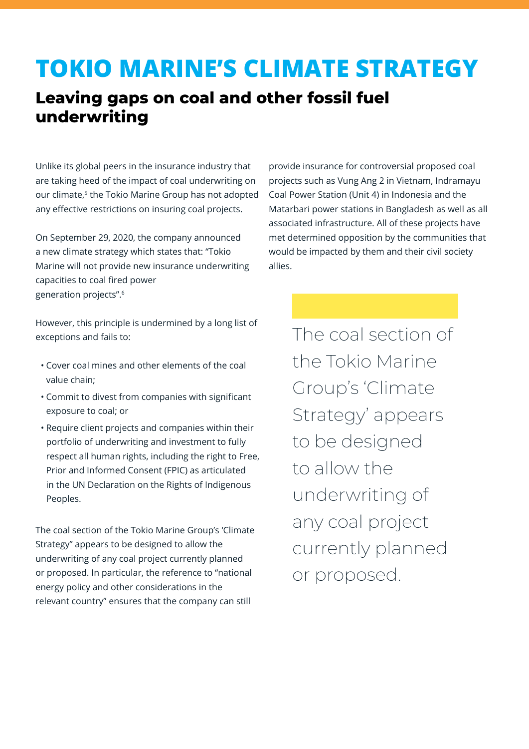# TOKIO MARINE'S CLIMATE STRATEGY

## Leaving gaps on coal and other fossil fuel underwriting

Unlike its global peers in the insurance industry that are taking heed of the impact of coal underwriting on our climate,[5] the Tokio Marine Group has not adopted any effective restrictions on insuring coal projects.

On September 29, 2020, the company announced a new climate strategy which states that: "Tokio Marine will not provide new insurance underwriting capacities to coal fired power generation projects".[6]

However, this principle is undermined by a long list of exceptions and fails to:

- Cover coal mines and other elements of the coal value chain;
- Commit to divest from companies with significant exposure to coal; or
- Require client projects and companies within their portfolio of underwriting and investment to fully respect all human rights, including the right to Free, Prior and Informed Consent (FPIC) as articulated in the UN Declaration on the Rights of Indigenous Peoples.

The coal section of the Tokio Marine Group's 'Climate Strategy" appears to be designed to allow the underwriting of any coal project currently planned or proposed. In particular, the reference to "national energy policy and other considerations in the relevant country" ensures that the company can still provide insurance for controversial proposed coal projects such as Vung Ang 2 in Vietnam, Indramayu Coal Power Station (Unit 4) in Indonesia and the Matarbari power stations in Bangladesh as well as all associated infrastructure. All of these projects have met determined opposition by the communities that would be impacted by them and their civil society allies.

> The coal section of the Tokio Marine Group's 'Climate Strategy' appears to be designed to allow the underwriting of any coal project currently planned or proposed.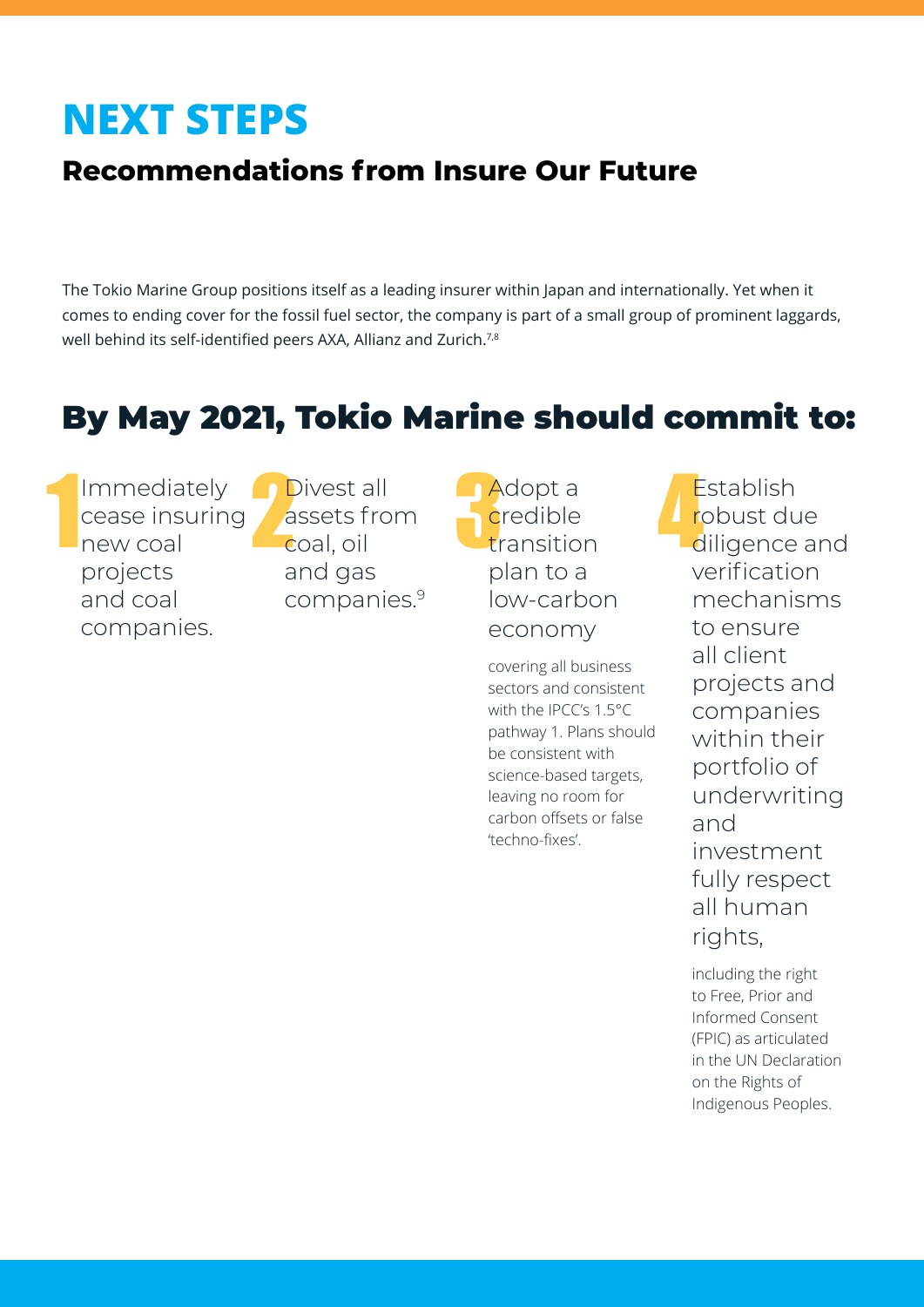# NEXT STEPS

## Recommendations from Insure Our Future

The Tokio Marine Group positions itself as a leading insurer within Japan and internationally. Yet when it comes to ending cover for the fossil fuel sector, the company is part of a small group of prominent laggards, well behind its self-identified peers AXA, Allianz and Zurich.[7,8]

## By May 2021, Tokio Marine should commit to:

1. Immediately cease insuring new coal projects and coal companies.

2. Divest all assets from coal, oil and gas companies.[9]

3. Adopt a credible transition plan to a low-carbon economy

   covering all business sectors and consistent with the IPCC's 1.5°C pathway 1. Plans should be consistent with science-based targets, leaving no room for carbon offsets or false 'techno-fixes'.

4. Establish robust due diligence and verification mechanisms to ensure all client projects and companies within their portfolio of underwriting and investment fully respect all human rights,

   including the right to Free, Prior and Informed Consent (FPIC) as articulated in the UN Declaration on the Rights of Indigenous Peoples.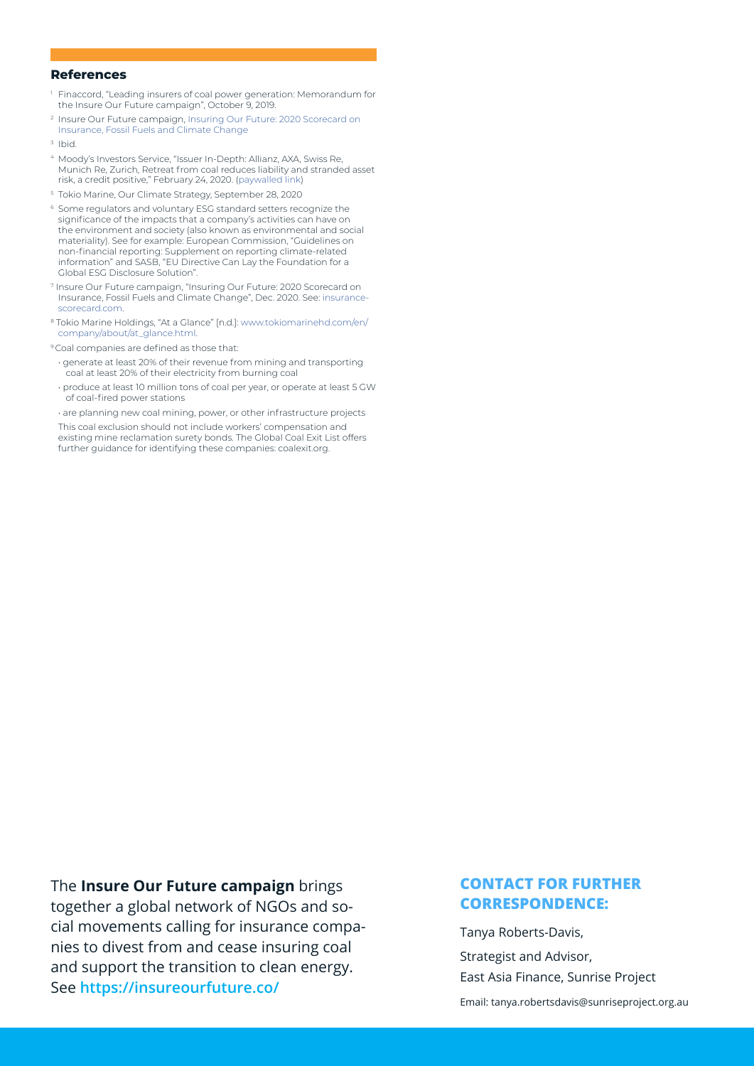## References

1. Finaccord, "Leading insurers of coal power generation: Memorandum for the Insure Our Future campaign", October 9, 2019.
2. Insure Our Future campaign, Insuring Our Future: 2020 Scorecard on Insurance, Fossil Fuels and Climate Change
3. Ibid.
4. Moody's Investors Service, "Issuer In-Depth: Allianz, AXA, Swiss Re, Munich Re, Zurich, Retreat from coal reduces liability and stranded asset risk, a credit positive," February 24, 2020. (paywalled link)
5. Tokio Marine, Our Climate Strategy, September 28, 2020
6. Some regulators and voluntary ESG standard setters recognize the significance of the impacts that a company's activities can have on the environment and society (also known as environmental and social materiality). See for example: European Commission, "Guidelines on non-financial reporting: Supplement on reporting climate-related information" and SASB, "EU Directive Can Lay the Foundation for a Global ESG Disclosure Solution".
7. Insure Our Future campaign, "Insuring Our Future: 2020 Scorecard on Insurance, Fossil Fuels and Climate Change", Dec. 2020. See: insurance-scorecard.com.
8. Tokio Marine Holdings, "At a Glance" [n.d.]: www.tokiomarinehd.com/en/company/about/at_glance.html.
9. Coal companies are defined as those that:
   - generate at least 20% of their revenue from mining and transporting coal at least 20% of their electricity from burning coal
   - produce at least 10 million tons of coal per year, or operate at least 5 GW of coal-fired power stations
   - are planning new coal mining, power, or other infrastructure projects

   This coal exclusion should not include workers' compensation and existing mine reclamation surety bonds. The Global Coal Exit List offers further guidance for identifying these companies: coalexit.org.

The **Insure Our Future campaign** brings together a global network of NGOs and social movements calling for insurance companies to divest from and cease insuring coal and support the transition to clean energy. See **https://insureourfuture.co/**

**CONTACT FOR FURTHER CORRESPONDENCE:**

Tanya Roberts-Davis,

Strategist and Advisor,

East Asia Finance, Sunrise Project

Email: tanya.robertsdavis@sunriseproject.org.au